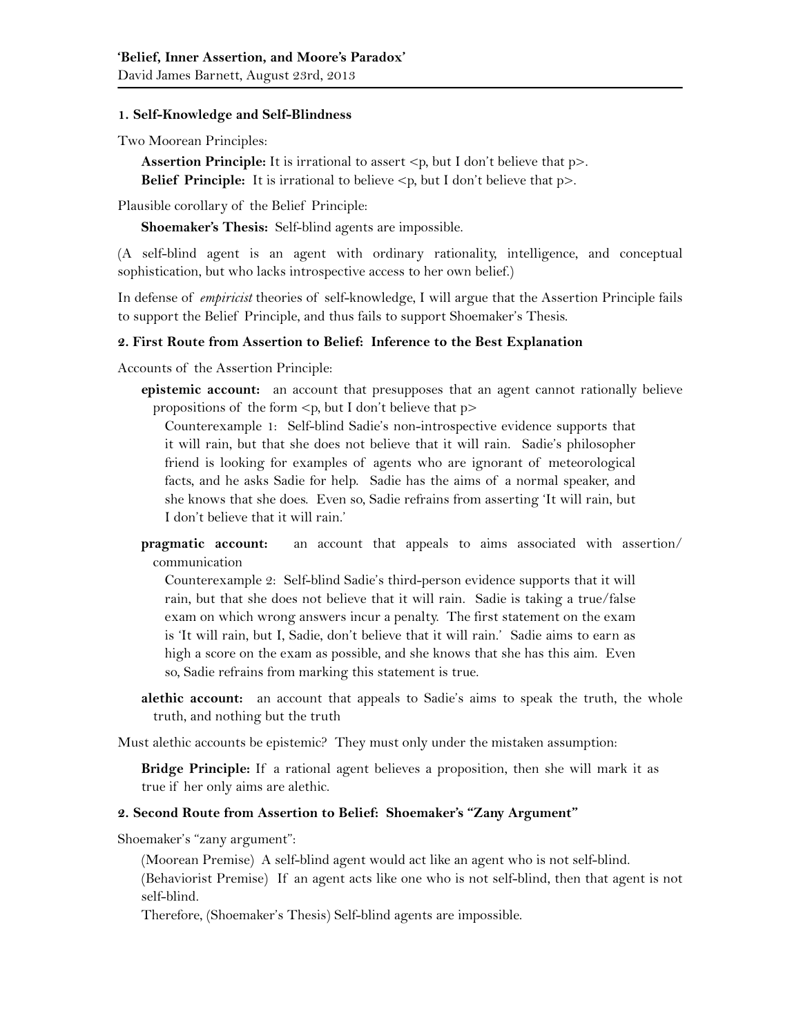**'Belief, Inner Assertion, and Moore's Paradox'**
David James Barnett, August 23rd, 2013

### 1. Self-Knowledge and Self-Blindness

Two Moorean Principles:

> **Assertion Principle:** It is irrational to assert <p, but I don't believe that p>.
> **Belief Principle:** It is irrational to believe <p, but I don't believe that p>.

Plausible corollary of the Belief Principle:

> **Shoemaker's Thesis:** Self-blind agents are impossible.

(A self-blind agent is an agent with ordinary rationality, intelligence, and conceptual sophistication, but who lacks introspective access to her own belief.)

In defense of *empiricist* theories of self-knowledge, I will argue that the Assertion Principle fails to support the Belief Principle, and thus fails to support Shoemaker's Thesis.

### 2. First Route from Assertion to Belief: Inference to the Best Explanation

Accounts of the Assertion Principle:

**epistemic account:** an account that presupposes that an agent cannot rationally believe propositions of the form <p, but I don't believe that p>

> Counterexample 1: Self-blind Sadie's non-introspective evidence supports that it will rain, but that she does not believe that it will rain. Sadie's philosopher friend is looking for examples of agents who are ignorant of meteorological facts, and he asks Sadie for help. Sadie has the aims of a normal speaker, and she knows that she does. Even so, Sadie refrains from asserting 'It will rain, but I don't believe that it will rain.'

**pragmatic account:** an account that appeals to aims associated with assertion/ communication

> Counterexample 2: Self-blind Sadie's third-person evidence supports that it will rain, but that she does not believe that it will rain. Sadie is taking a true/false exam on which wrong answers incur a penalty. The first statement on the exam is 'It will rain, but I, Sadie, don't believe that it will rain.' Sadie aims to earn as high a score on the exam as possible, and she knows that she has this aim. Even so, Sadie refrains from marking this statement is true.

**alethic account:** an account that appeals to Sadie's aims to speak the truth, the whole truth, and nothing but the truth

Must alethic accounts be epistemic? They must only under the mistaken assumption:

> **Bridge Principle:** If a rational agent believes a proposition, then she will mark it as true if her only aims are alethic.

### 2. Second Route from Assertion to Belief: Shoemaker's "Zany Argument"

Shoemaker's "zany argument":

> (Moorean Premise) A self-blind agent would act like an agent who is not self-blind.
> (Behaviorist Premise) If an agent acts like one who is not self-blind, then that agent is not self-blind.
> Therefore, (Shoemaker's Thesis) Self-blind agents are impossible.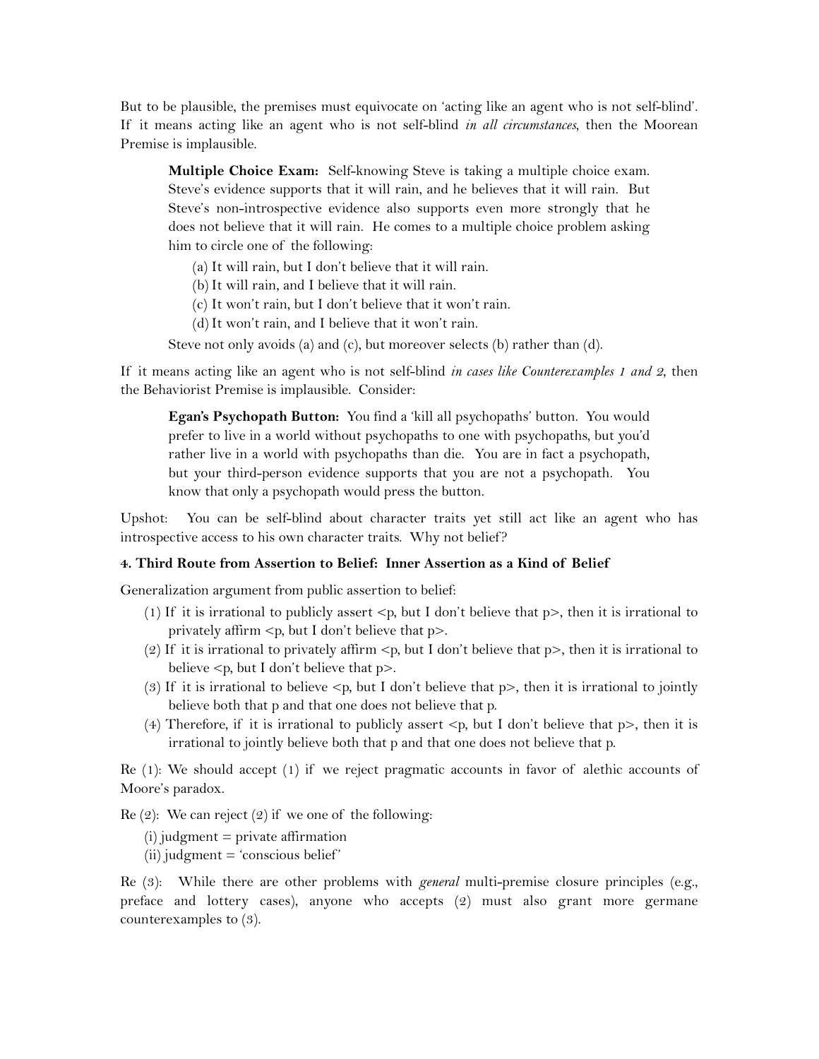But to be plausible, the premises must equivocate on 'acting like an agent who is not self-blind'. If it means acting like an agent who is not self-blind *in all circumstances*, then the Moorean Premise is implausible.

> **Multiple Choice Exam:** Self-knowing Steve is taking a multiple choice exam. Steve's evidence supports that it will rain, and he believes that it will rain. But Steve's non-introspective evidence also supports even more strongly that he does not believe that it will rain. He comes to a multiple choice problem asking him to circle one of the following:
>
> (a) It will rain, but I don't believe that it will rain.
> (b) It will rain, and I believe that it will rain.
> (c) It won't rain, but I don't believe that it won't rain.
> (d) It won't rain, and I believe that it won't rain.
>
> Steve not only avoids (a) and (c), but moreover selects (b) rather than (d).

If it means acting like an agent who is not self-blind *in cases like Counterexamples 1 and 2*, then the Behaviorist Premise is implausible. Consider:

> **Egan's Psychopath Button:** You find a 'kill all psychopaths' button. You would prefer to live in a world without psychopaths to one with psychopaths, but you'd rather live in a world with psychopaths than die. You are in fact a psychopath, but your third-person evidence supports that you are not a psychopath. You know that only a psychopath would press the button.

Upshot: You can be self-blind about character traits yet still act like an agent who has introspective access to his own character traits. Why not belief?

### 4. Third Route from Assertion to Belief: Inner Assertion as a Kind of Belief

Generalization argument from public assertion to belief:

(1) If it is irrational to publicly assert <p, but I don't believe that p>, then it is irrational to privately affirm <p, but I don't believe that p>.
(2) If it is irrational to privately affirm <p, but I don't believe that p>, then it is irrational to believe <p, but I don't believe that p>.
(3) If it is irrational to believe <p, but I don't believe that p>, then it is irrational to jointly believe both that p and that one does not believe that p.
(4) Therefore, if it is irrational to publicly assert <p, but I don't believe that p>, then it is irrational to jointly believe both that p and that one does not believe that p.

Re (1): We should accept (1) if we reject pragmatic accounts in favor of alethic accounts of Moore's paradox.

Re (2): We can reject (2) if we one of the following:

(i) judgment = private affirmation
(ii) judgment = 'conscious belief'

Re (3): While there are other problems with *general* multi-premise closure principles (e.g., preface and lottery cases), anyone who accepts (2) must also grant more germane counterexamples to (3).